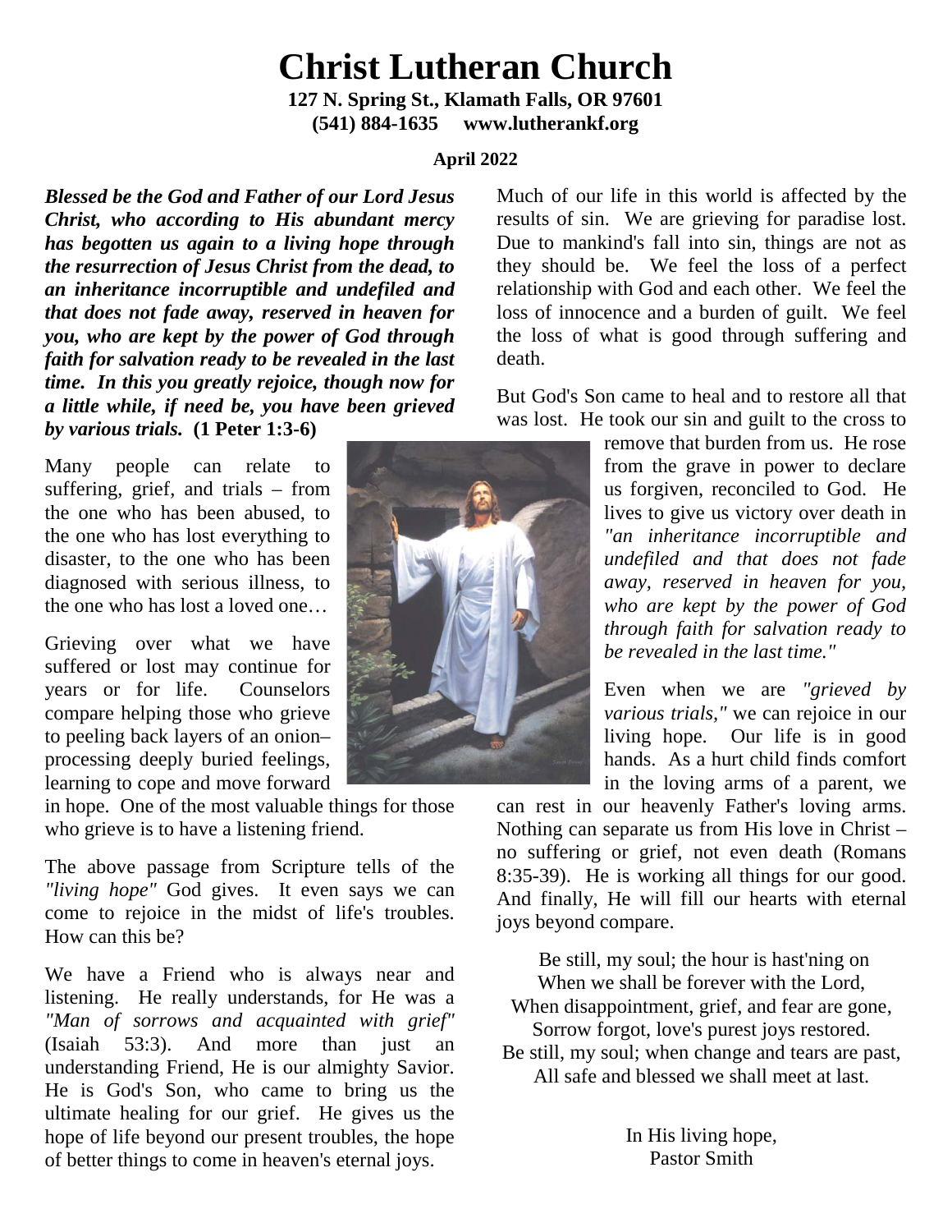# Christ Lutheran Church

**127 N. Spring St., Klamath Falls, OR 97601**
**(541) 884-1635 www.lutherankf.org**

**April 2022**

***Blessed be the God and Father of our Lord Jesus Christ, who according to His abundant mercy has begotten us again to a living hope through the resurrection of Jesus Christ from the dead, to an inheritance incorruptible and undefiled and that does not fade away, reserved in heaven for you, who are kept by the power of God through faith for salvation ready to be revealed in the last time. In this you greatly rejoice, though now for a little while, if need be, you have been grieved by various trials.*** **(1 Peter 1:3-6)**

Many people can relate to suffering, grief, and trials – from the one who has been abused, to the one who has lost everything to disaster, to the one who has been diagnosed with serious illness, to the one who has lost a loved one…

Grieving over what we have suffered or lost may continue for years or for life. Counselors compare helping those who grieve to peeling back layers of an onion– processing deeply buried feelings, learning to cope and move forward in hope. One of the most valuable things for those who grieve is to have a listening friend.

The above passage from Scripture tells of the *"living hope"* God gives. It even says we can come to rejoice in the midst of life's troubles. How can this be?

We have a Friend who is always near and listening. He really understands, for He was a *"Man of sorrows and acquainted with grief"* (Isaiah 53:3). And more than just an understanding Friend, He is our almighty Savior. He is God's Son, who came to bring us the ultimate healing for our grief. He gives us the hope of life beyond our present troubles, the hope of better things to come in heaven's eternal joys.

Much of our life in this world is affected by the results of sin. We are grieving for paradise lost. Due to mankind's fall into sin, things are not as they should be. We feel the loss of a perfect relationship with God and each other. We feel the loss of innocence and a burden of guilt. We feel the loss of what is good through suffering and death.

But God's Son came to heal and to restore all that was lost. He took our sin and guilt to the cross to remove that burden from us. He rose from the grave in power to declare us forgiven, reconciled to God. He lives to give us victory over death in *"an inheritance incorruptible and undefiled and that does not fade away, reserved in heaven for you, who are kept by the power of God through faith for salvation ready to be revealed in the last time."*

Even when we are *"grieved by various trials,"* we can rejoice in our living hope. Our life is in good hands. As a hurt child finds comfort in the loving arms of a parent, we can rest in our heavenly Father's loving arms. Nothing can separate us from His love in Christ – no suffering or grief, not even death (Romans 8:35-39). He is working all things for our good. And finally, He will fill our hearts with eternal joys beyond compare.

Be still, my soul; the hour is hast'ning on
When we shall be forever with the Lord,
When disappointment, grief, and fear are gone,
Sorrow forgot, love's purest joys restored.
Be still, my soul; when change and tears are past,
All safe and blessed we shall meet at last.

In His living hope,
Pastor Smith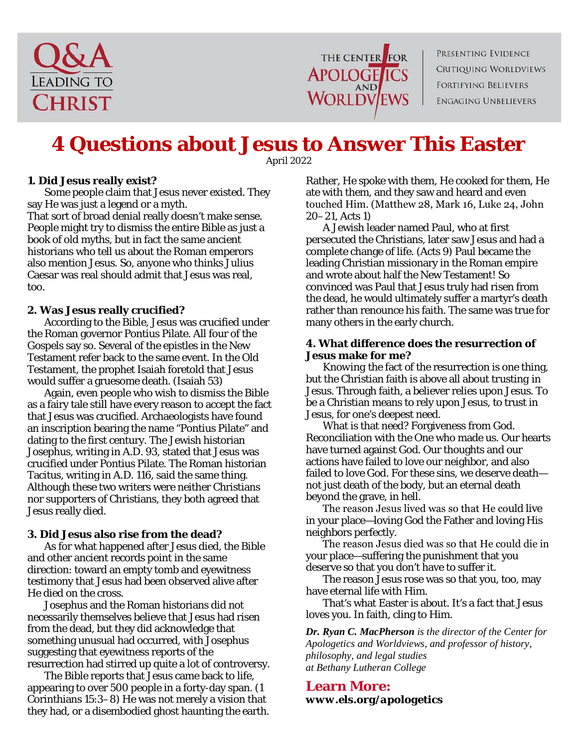Q&A LEADING TO CHRIST

THE CENTER FOR APOLOGETICS AND WORLDVIEWS

PRESENTING EVIDENCE
CRITIQUING WORLDVIEWS
FORTIFYING BELIEVERS
ENGAGING UNBELIEVERS

# 4 Questions about Jesus to Answer This Easter

April 2022

**1. Did Jesus really exist?**

Some people claim that Jesus never existed. They say He was just a legend or a myth.
That sort of broad denial really doesn't make sense. People might try to dismiss the entire Bible as just a book of old myths, but in fact the same ancient historians who tell us about the Roman emperors also mention Jesus. So, anyone who thinks Julius Caesar was real should admit that Jesus was real, too.

**2. Was Jesus really crucified?**

According to the Bible, Jesus was crucified under the Roman governor Pontius Pilate. All four of the Gospels say so. Several of the epistles in the New Testament refer back to the same event. In the Old Testament, the prophet Isaiah foretold that Jesus would suffer a gruesome death. (Isaiah 53)

Again, even people who wish to dismiss the Bible as a fairy tale still have every reason to accept the fact that Jesus was crucified. Archaeologists have found an inscription bearing the name "Pontius Pilate" and dating to the first century. The Jewish historian Josephus, writing in A.D. 93, stated that Jesus was crucified under Pontius Pilate. The Roman historian Tacitus, writing in A.D. 116, said the same thing. Although these two writers were neither Christians nor supporters of Christians, they both agreed that Jesus really died.

**3. Did Jesus also rise from the dead?**

As for what happened after Jesus died, the Bible and other ancient records point in the same direction: toward an empty tomb and eyewitness testimony that Jesus had been observed alive after He died on the cross.

Josephus and the Roman historians did not necessarily themselves believe that Jesus had risen from the dead, but they did acknowledge that something unusual had occurred, with Josephus suggesting that eyewitness reports of the resurrection had stirred up quite a lot of controversy.

The Bible reports that Jesus came back to life, appearing to over 500 people in a forty-day span. (1 Corinthians 15:3–8) He was not merely a vision that they had, or a disembodied ghost haunting the earth. Rather, He spoke with them, He cooked for them, He ate with them, and they saw and heard and even touched Him. (Matthew 28, Mark 16, Luke 24, John 20–21, Acts 1)

A Jewish leader named Paul, who at first persecuted the Christians, later saw Jesus and had a complete change of life. (Acts 9) Paul became the leading Christian missionary in the Roman empire and wrote about half the New Testament! So convinced was Paul that Jesus truly had risen from the dead, he would ultimately suffer a martyr's death rather than renounce his faith. The same was true for many others in the early church.

**4. What difference does the resurrection of Jesus make for me?**

Knowing the fact of the resurrection is one thing, but the Christian faith is above all about trusting in Jesus. Through faith, a believer relies upon Jesus. To be a Christian means to rely upon Jesus, to trust in Jesus, for one's deepest need.

What is that need? Forgiveness from God. Reconciliation with the One who made us. Our hearts have turned against God. Our thoughts and our actions have failed to love our neighbor, and also failed to love God. For these sins, we deserve death—not just death of the body, but an eternal death beyond the grave, in hell.

The reason Jesus lived was so that He could live in your place—loving God the Father and loving His neighbors perfectly.

The reason Jesus died was so that He could die in your place—suffering the punishment that you deserve so that you don't have to suffer it.

The reason Jesus rose was so that you, too, may have eternal life with Him.

That's what Easter is about. It's a fact that Jesus loves you. In faith, cling to Him.

***Dr. Ryan C. MacPherson*** *is the director of the Center for Apologetics and Worldviews, and professor of history, philosophy, and legal studies at Bethany Lutheran College*

## Learn More:

**www.els.org/apologetics**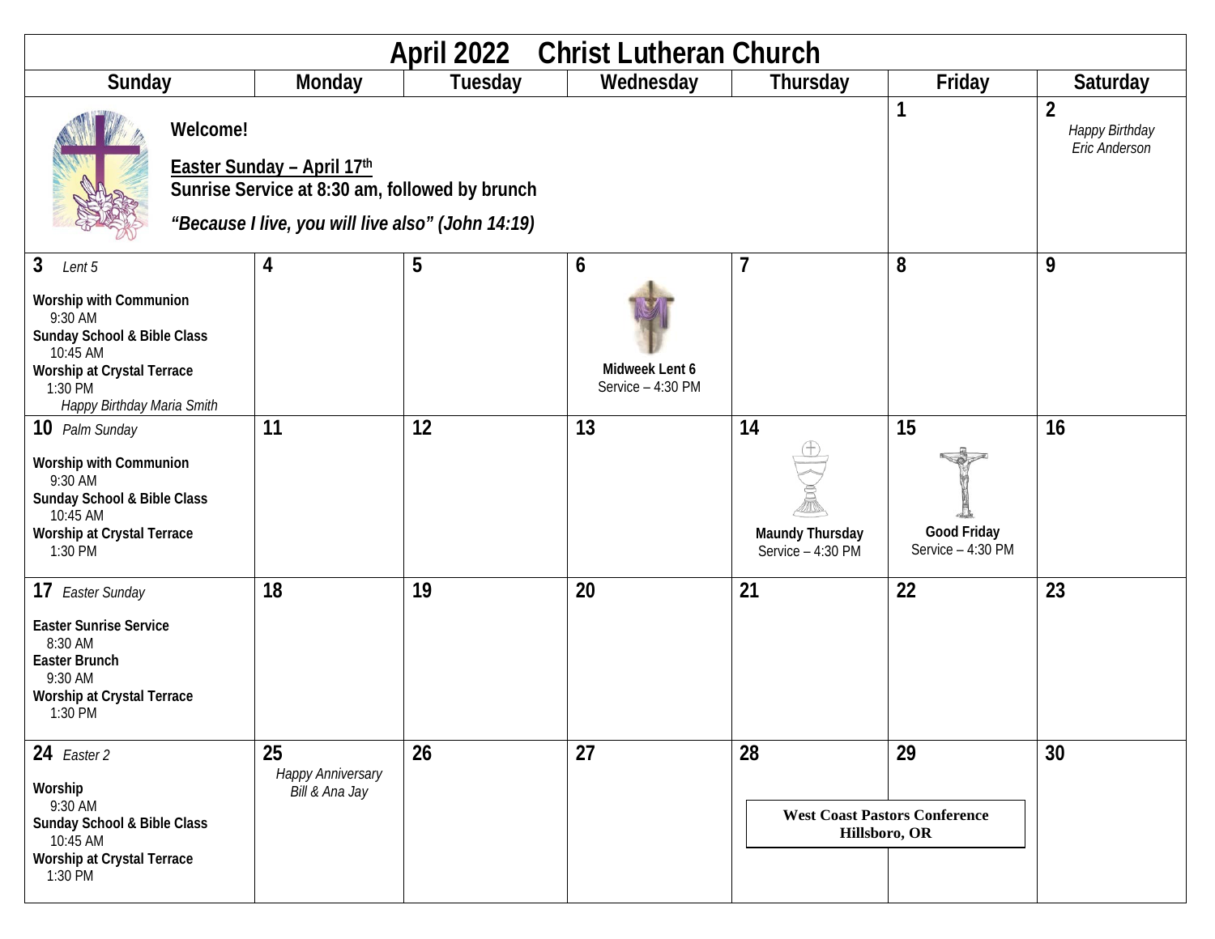# April 2022 Christ Lutheran Church

| Sunday | Monday | Tuesday | Wednesday | Thursday | Friday | Saturday |
|---|---|---|---|---|---|---|
| **Welcome!**<br>**Easter Sunday – April 17th**<br>**Sunrise Service at 8:30 am, followed by brunch**<br>***"Because I live, you will live also" (John 14:19)*** | | | | | **1** | **2**<br>*Happy Birthday Eric Anderson* |
| **3** *Lent 5*<br>**Worship with Communion** 9:30 AM<br>**Sunday School & Bible Class** 10:45 AM<br>**Worship at Crystal Terrace** 1:30 PM<br>*Happy Birthday Maria Smith* | **4** | **5** | **6**<br>**Midweek Lent 6**<br>Service – 4:30 PM | **7** | **8** | **9** |
| **10** *Palm Sunday*<br>**Worship with Communion** 9:30 AM<br>**Sunday School & Bible Class** 10:45 AM<br>**Worship at Crystal Terrace** 1:30 PM | **11** | **12** | **13** | **14**<br>**Maundy Thursday**<br>Service – 4:30 PM | **15**<br>**Good Friday**<br>Service – 4:30 PM | **16** |
| **17** *Easter Sunday*<br>**Easter Sunrise Service** 8:30 AM<br>**Easter Brunch** 9:30 AM<br>**Worship at Crystal Terrace** 1:30 PM | **18** | **19** | **20** | **21** | **22** | **23** |
| **24** *Easter 2*<br>**Worship** 9:30 AM<br>**Sunday School & Bible Class** 10:45 AM<br>**Worship at Crystal Terrace** 1:30 PM | **25**<br>*Happy Anniversary Bill & Ana Jay* | **26** | **27** | **28**<br>**West Coast Pastors Conference Hillsboro, OR** | **29**<br>**West Coast Pastors Conference Hillsboro, OR** | **30** |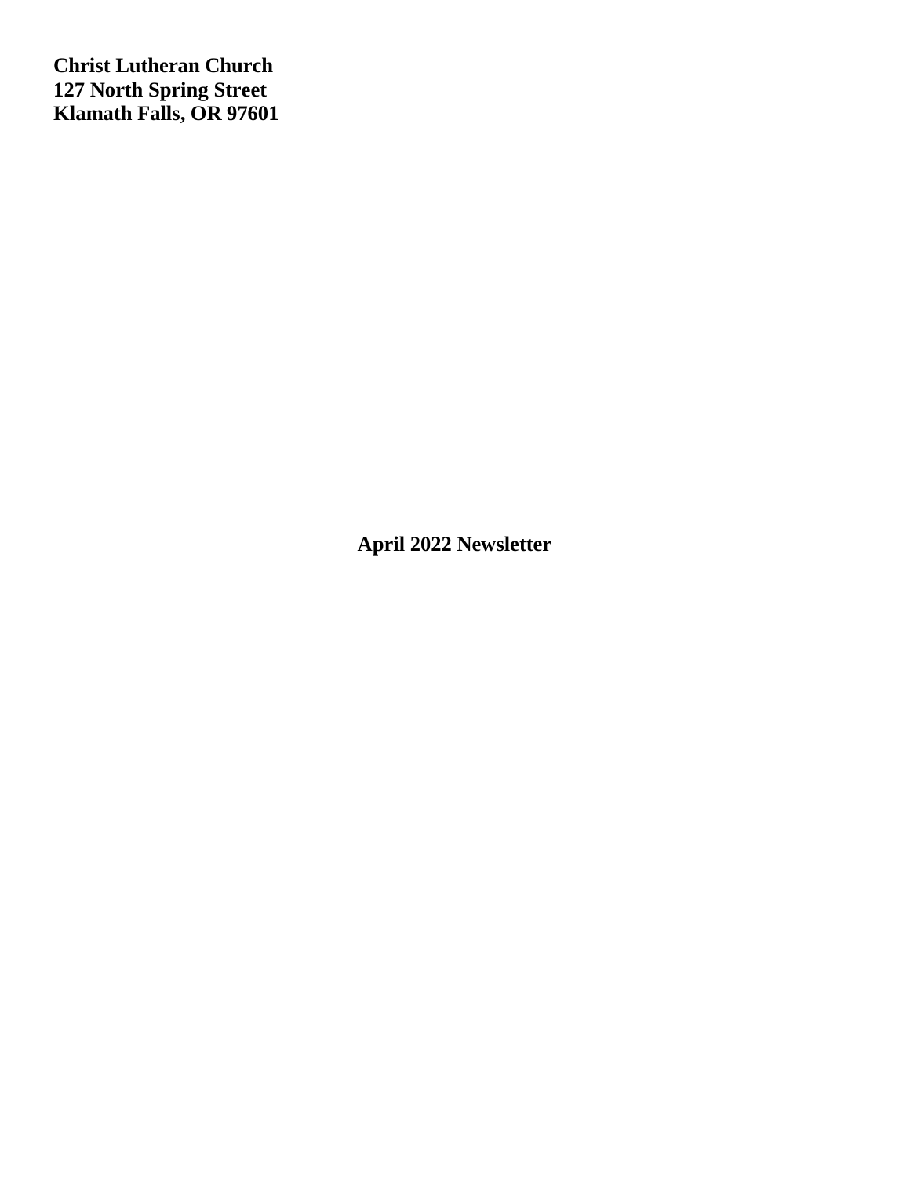**Christ Lutheran Church**
**127 North Spring Street**
**Klamath Falls, OR 97601**

**April 2022 Newsletter**